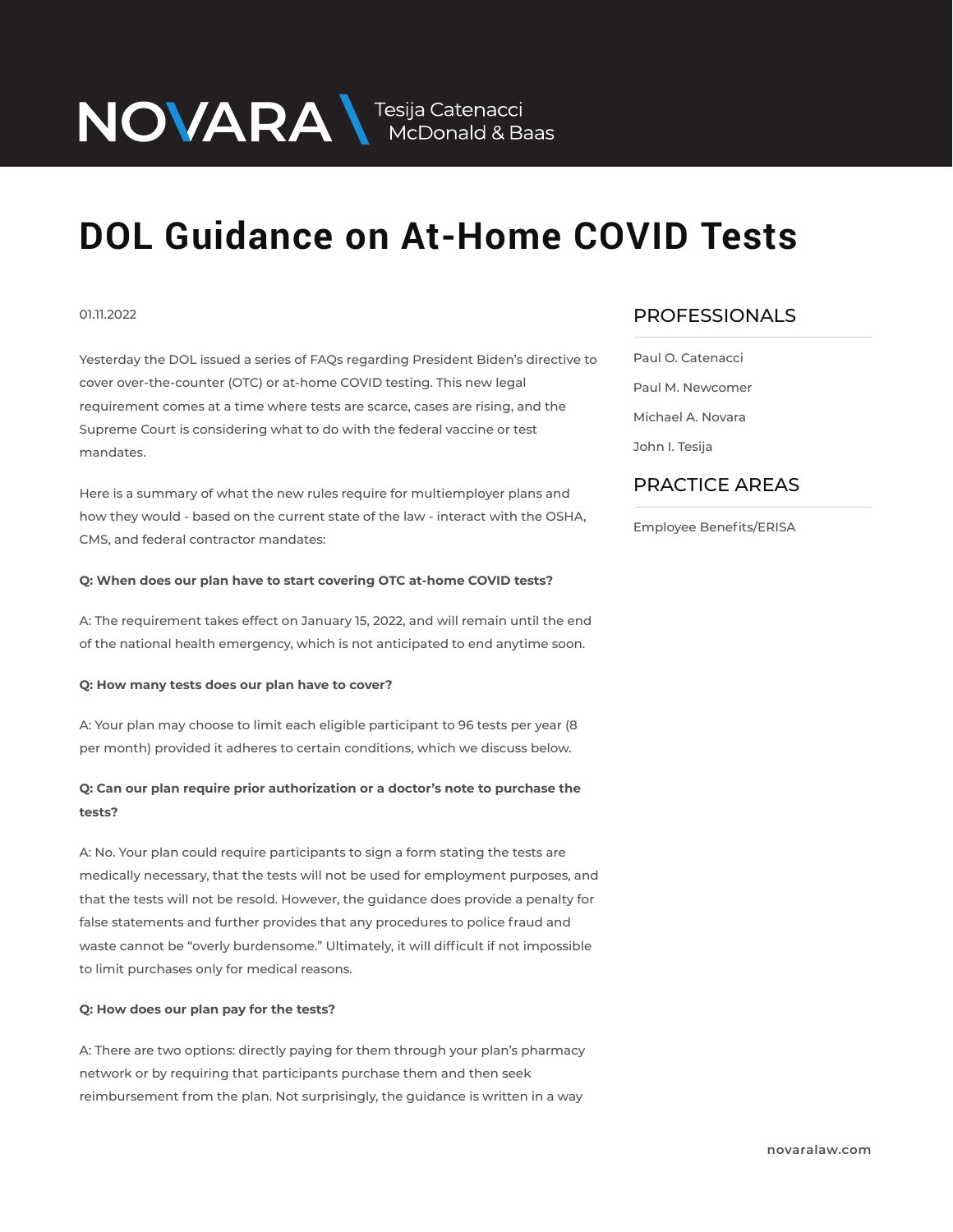NOVARA \ Tesija Catenacci McDonald & Baas

# DOL Guidance on At-Home COVID Tests

01.11.2022

Yesterday the DOL issued a series of FAQs regarding President Biden's directive to cover over-the-counter (OTC) or at-home COVID testing. This new legal requirement comes at a time where tests are scarce, cases are rising, and the Supreme Court is considering what to do with the federal vaccine or test mandates.

Here is a summary of what the new rules require for multiemployer plans and how they would - based on the current state of the law - interact with the OSHA, CMS, and federal contractor mandates:

**Q: When does our plan have to start covering OTC at-home COVID tests?**

A: The requirement takes effect on January 15, 2022, and will remain until the end of the national health emergency, which is not anticipated to end anytime soon.

**Q: How many tests does our plan have to cover?**

A: Your plan may choose to limit each eligible participant to 96 tests per year (8 per month) provided it adheres to certain conditions, which we discuss below.

**Q: Can our plan require prior authorization or a doctor's note to purchase the tests?**

A: No. Your plan could require participants to sign a form stating the tests are medically necessary, that the tests will not be used for employment purposes, and that the tests will not be resold. However, the guidance does provide a penalty for false statements and further provides that any procedures to police fraud and waste cannot be "overly burdensome." Ultimately, it will difficult if not impossible to limit purchases only for medical reasons.

**Q: How does our plan pay for the tests?**

A: There are two options: directly paying for them through your plan's pharmacy network or by requiring that participants purchase them and then seek reimbursement from the plan. Not surprisingly, the guidance is written in a way

## PROFESSIONALS

Paul O. Catenacci

Paul M. Newcomer

Michael A. Novara

John I. Tesija

## PRACTICE AREAS

Employee Benefits/ERISA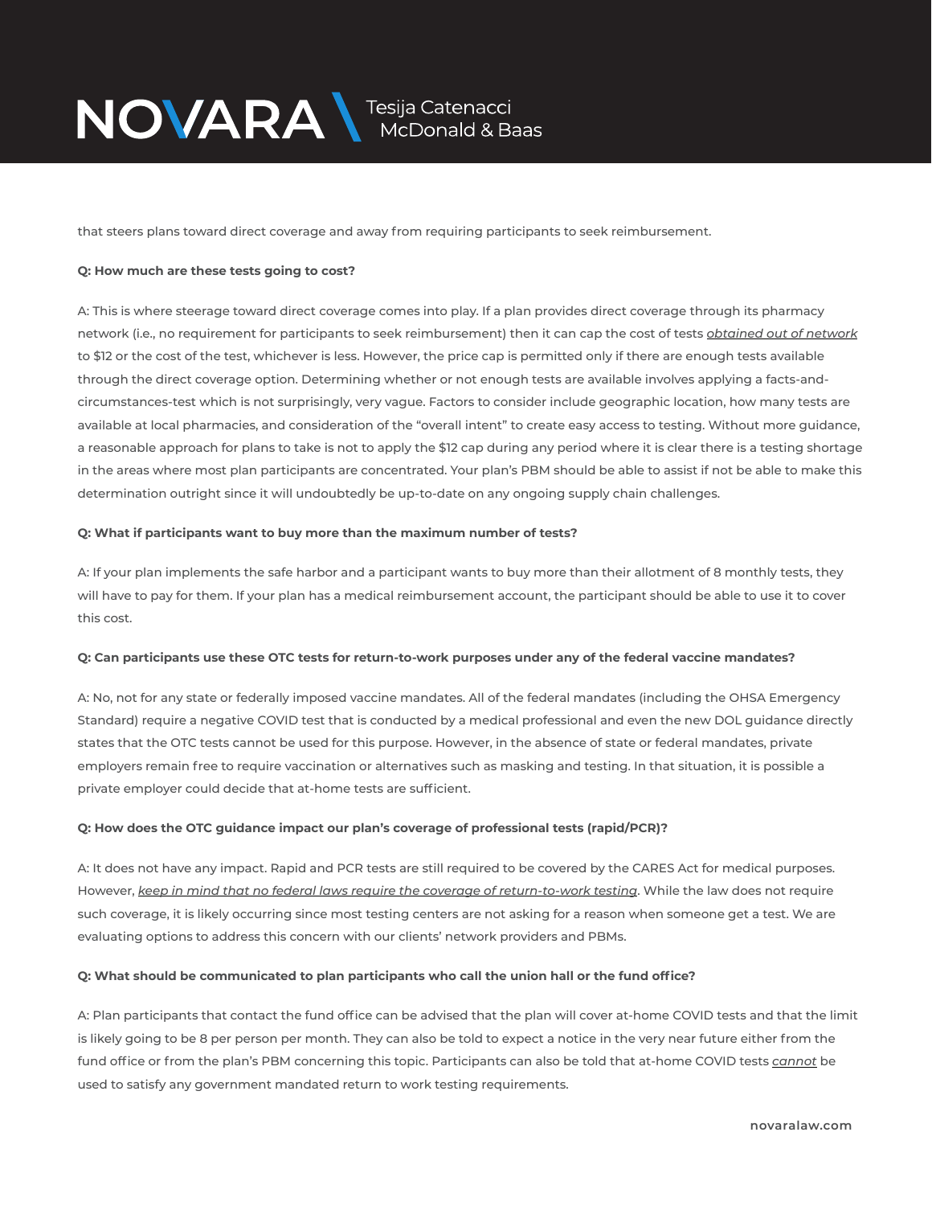that steers plans toward direct coverage and away from requiring participants to seek reimbursement.

**Q: How much are these tests going to cost?**

A: This is where steerage toward direct coverage comes into play. If a plan provides direct coverage through its pharmacy network (i.e., no requirement for participants to seek reimbursement) then it can cap the cost of tests <u>*obtained out of network*</u> to $12 or the cost of the test, whichever is less. However, the price cap is permitted only if there are enough tests available through the direct coverage option. Determining whether or not enough tests are available involves applying a facts-and-circumstances-test which is not surprisingly, very vague. Factors to consider include geographic location, how many tests are available at local pharmacies, and consideration of the "overall intent" to create easy access to testing. Without more guidance, a reasonable approach for plans to take is not to apply the $12 cap during any period where it is clear there is a testing shortage in the areas where most plan participants are concentrated. Your plan's PBM should be able to assist if not be able to make this determination outright since it will undoubtedly be up-to-date on any ongoing supply chain challenges.

**Q: What if participants want to buy more than the maximum number of tests?**

A: If your plan implements the safe harbor and a participant wants to buy more than their allotment of 8 monthly tests, they will have to pay for them. If your plan has a medical reimbursement account, the participant should be able to use it to cover this cost.

**Q: Can participants use these OTC tests for return-to-work purposes under any of the federal vaccine mandates?**

A: No, not for any state or federally imposed vaccine mandates. All of the federal mandates (including the OHSA Emergency Standard) require a negative COVID test that is conducted by a medical professional and even the new DOL guidance directly states that the OTC tests cannot be used for this purpose. However, in the absence of state or federal mandates, private employers remain free to require vaccination or alternatives such as masking and testing. In that situation, it is possible a private employer could decide that at-home tests are sufficient.

**Q: How does the OTC guidance impact our plan's coverage of professional tests (rapid/PCR)?**

A: It does not have any impact. Rapid and PCR tests are still required to be covered by the CARES Act for medical purposes. However, <u>*keep in mind that no federal laws require the coverage of return-to-work testing*</u>. While the law does not require such coverage, it is likely occurring since most testing centers are not asking for a reason when someone get a test. We are evaluating options to address this concern with our clients' network providers and PBMs.

**Q: What should be communicated to plan participants who call the union hall or the fund office?**

A: Plan participants that contact the fund office can be advised that the plan will cover at-home COVID tests and that the limit is likely going to be 8 per person per month. They can also be told to expect a notice in the very near future either from the fund office or from the plan's PBM concerning this topic. Participants can also be told that at-home COVID tests <u>*cannot*</u> be used to satisfy any government mandated return to work testing requirements.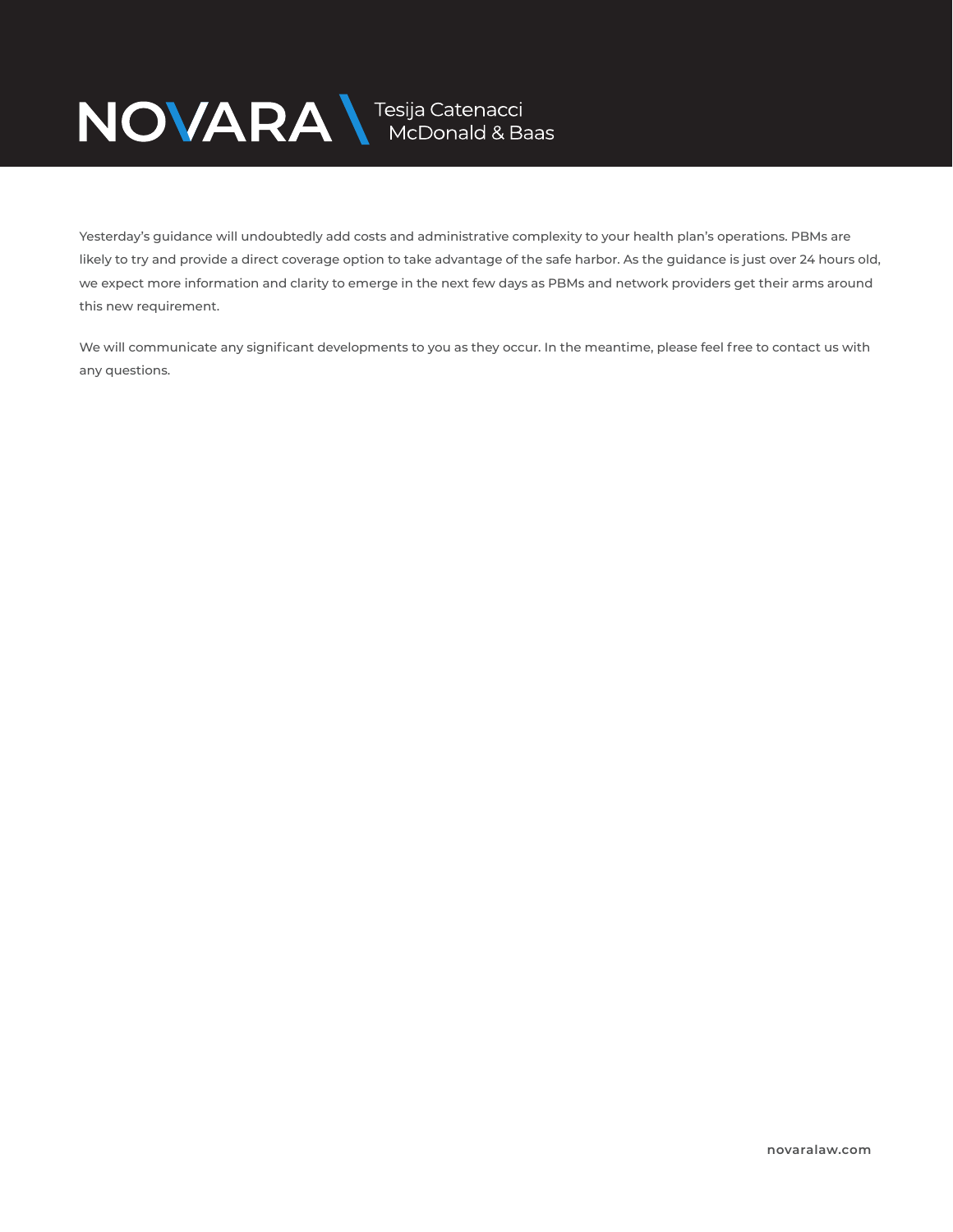Yesterday's guidance will undoubtedly add costs and administrative complexity to your health plan's operations. PBMs are likely to try and provide a direct coverage option to take advantage of the safe harbor. As the guidance is just over 24 hours old, we expect more information and clarity to emerge in the next few days as PBMs and network providers get their arms around this new requirement.

We will communicate any significant developments to you as they occur. In the meantime, please feel free to contact us with any questions.